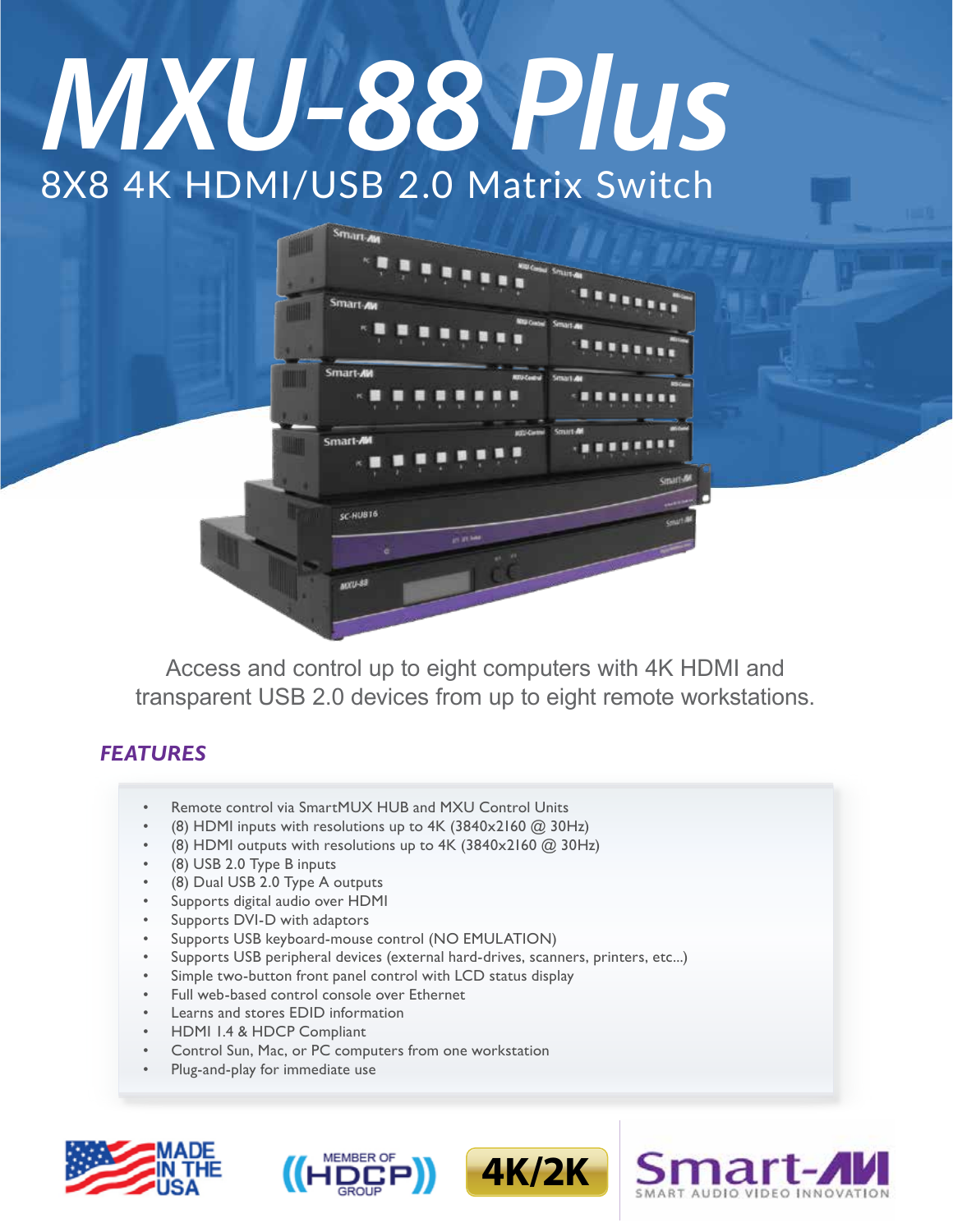# MXU-88 Plus

## 8X8 4K HDMI/USB 2.0 Matrix Switch

Access and control up to eight computers with 4K HDMI and transparent USB 2.0 devices from up to eight remote workstations.

### *FEATURES*

- Remote control via SmartMUX HUB and MXU Control Units
- (8) HDMI inputs with resolutions up to 4K (3840x2160 @ 30Hz)
- (8) HDMI outputs with resolutions up to 4K (3840x2160 @ 30Hz)
- (8) USB 2.0 Type B inputs
- (8) Dual USB 2.0 Type A outputs
- Supports digital audio over HDMI
- Supports DVI-D with adaptors
- Supports USB keyboard-mouse control (NO EMULATION)
- Supports USB peripheral devices (external hard-drives, scanners, printers, etc...)
- Simple two-button front panel control with LCD status display
- Full web-based control console over Ethernet
- Learns and stores EDID information
- HDMI 1.4 & HDCP Compliant
- Control Sun, Mac, or PC computers from one workstation
- Plug-and-play for immediate use

MADE IN THE USA

MEMBER OF HDCP GROUP

4K/2K

Smart-AVI
SMART AUDIO VIDEO INNOVATION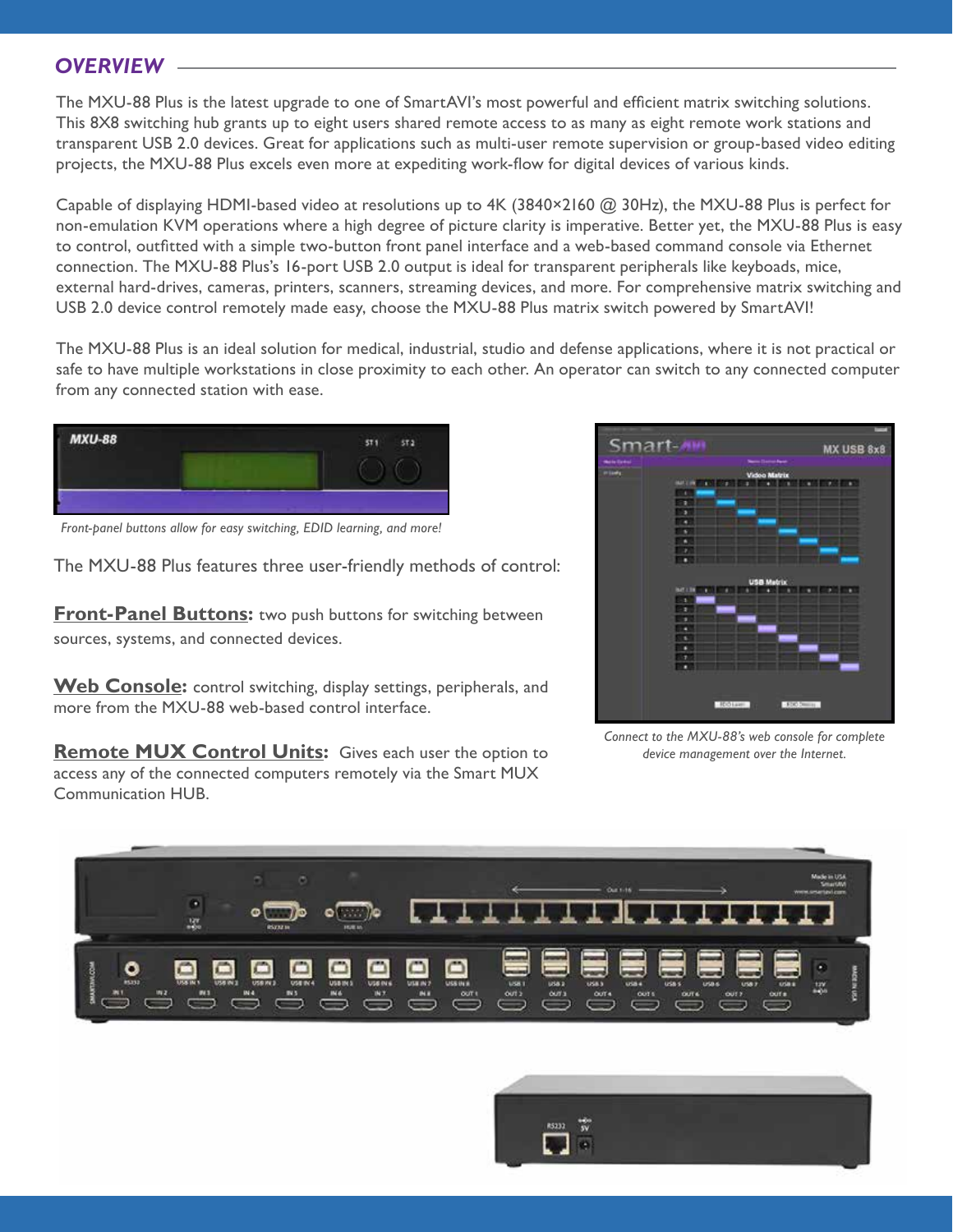## OVERVIEW

The MXU-88 Plus is the latest upgrade to one of SmartAVI's most powerful and efficient matrix switching solutions. This 8X8 switching hub grants up to eight users shared remote access to as many as eight remote work stations and transparent USB 2.0 devices. Great for applications such as multi-user remote supervision or group-based video editing projects, the MXU-88 Plus excels even more at expediting work-flow for digital devices of various kinds.

Capable of displaying HDMI-based video at resolutions up to 4K (3840×2160 @ 30Hz), the MXU-88 Plus is perfect for non-emulation KVM operations where a high degree of picture clarity is imperative. Better yet, the MXU-88 Plus is easy to control, outfitted with a simple two-button front panel interface and a web-based command console via Ethernet connection. The MXU-88 Plus's 16-port USB 2.0 output is ideal for transparent peripherals like keyboards, mice, external hard-drives, cameras, printers, scanners, streaming devices, and more. For comprehensive matrix switching and USB 2.0 device control remotely made easy, choose the MXU-88 Plus matrix switch powered by SmartAVI!

The MXU-88 Plus is an ideal solution for medical, industrial, studio and defense applications, where it is not practical or safe to have multiple workstations in close proximity to each other. An operator can switch to any connected computer from any connected station with ease.

*Front-panel buttons allow for easy switching, EDID learning, and more!*

The MXU-88 Plus features three user-friendly methods of control:

**Front-Panel Buttons:** two push buttons for switching between sources, systems, and connected devices.

**Web Console:** control switching, display settings, peripherals, and more from the MXU-88 web-based control interface.

**Remote MUX Control Units:** Gives each user the option to access any of the connected computers remotely via the Smart MUX Communication HUB.

*Connect to the MXU-88's web console for complete device management over the Internet.*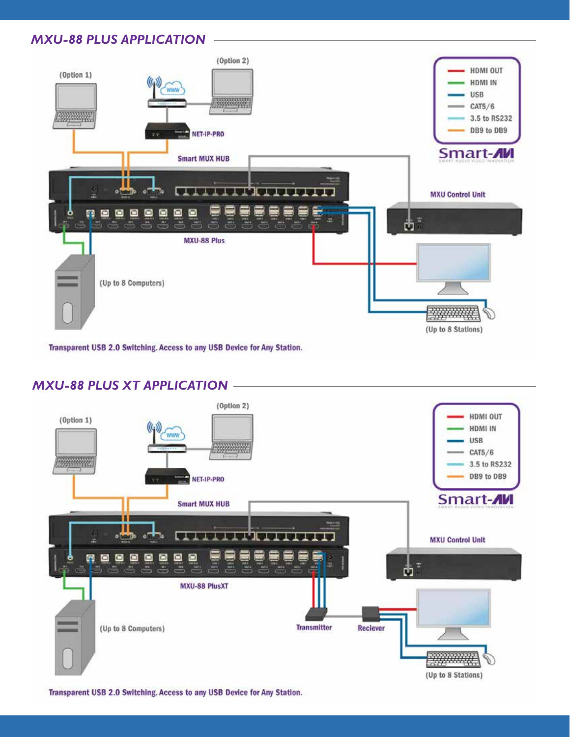## MXU-88 PLUS APPLICATION

(Option 1)

(Option 2)

NET-IP-PRO

Smart MUX HUB

MXU Control Unit

MXU-88 Plus

(Up to 8 Computers)

(Up to 8 Stations)

HDMI OUT
HDMI IN
USB
CAT5/6
3.5 to RS232
DB9 to DB9

Smart-AVI

Transparent USB 2.0 Switching. Access to any USB Device for Any Station.

## MXU-88 PLUS XT APPLICATION

(Option 1)

(Option 2)

NET-IP-PRO

Smart MUX HUB

MXU Control Unit

MXU-88 PlusXT

Transmitter

Reciever

(Up to 8 Computers)

(Up to 8 Stations)

HDMI OUT
HDMI IN
USB
CAT5/6
3.5 to RS232
DB9 to DB9

Smart-AVI

Transparent USB 2.0 Switching. Access to any USB Device for Any Station.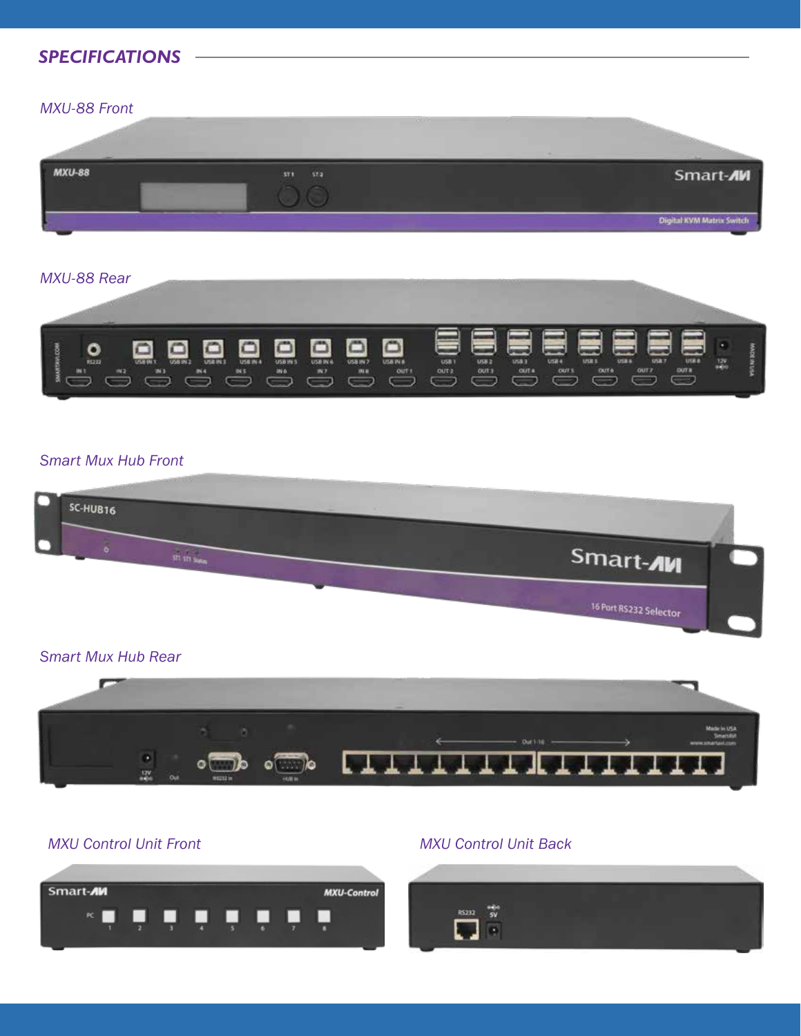## SPECIFICATIONS

*MXU-88 Front*

*MXU-88 Rear*

*Smart Mux Hub Front*

*Smart Mux Hub Rear*

*MXU Control Unit Front*

*MXU Control Unit Back*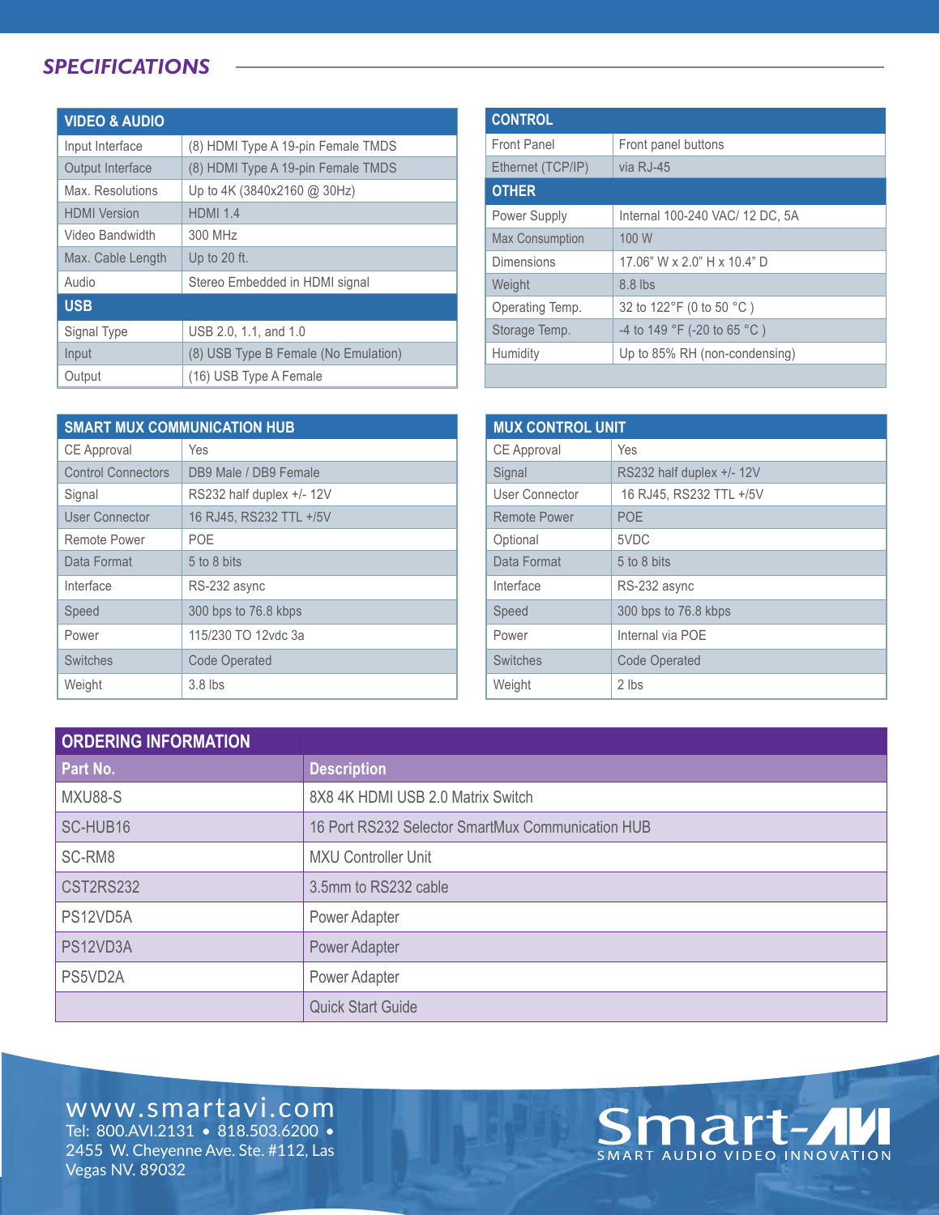## SPECIFICATIONS

| VIDEO & AUDIO | |
|---|---|
| Input Interface | (8) HDMI Type A 19-pin Female TMDS |
| Output Interface | (8) HDMI Type A 19-pin Female TMDS |
| Max. Resolutions | Up to 4K (3840x2160 @ 30Hz) |
| HDMI Version | HDMI 1.4 |
| Video Bandwidth | 300 MHz |
| Max. Cable Length | Up to 20 ft. |
| Audio | Stereo Embedded in HDMI signal |
| **USB** | |
| Signal Type | USB 2.0, 1.1, and 1.0 |
| Input | (8) USB Type B Female (No Emulation) |
| Output | (16) USB Type A Female |

| CONTROL | |
|---|---|
| Front Panel | Front panel buttons |
| Ethernet (TCP/IP) | via RJ-45 |
| **OTHER** | |
| Power Supply | Internal 100-240 VAC/ 12 DC, 5A |
| Max Consumption | 100 W |
| Dimensions | 17.06" W x 2.0" H x 10.4" D |
| Weight | 8.8 lbs |
| Operating Temp. | 32 to 122°F (0 to 50 °C ) |
| Storage Temp. | -4 to 149 °F (-20 to 65 °C ) |
| Humidity | Up to 85% RH (non-condensing) |

| SMART MUX COMMUNICATION HUB | |
|---|---|
| CE Approval | Yes |
| Control Connectors | DB9 Male / DB9 Female |
| Signal | RS232 half duplex +/- 12V |
| User Connector | 16 RJ45, RS232 TTL +/5V |
| Remote Power | POE |
| Data Format | 5 to 8 bits |
| Interface | RS-232 async |
| Speed | 300 bps to 76.8 kbps |
| Power | 115/230 TO 12vdc 3a |
| Switches | Code Operated |
| Weight | 3.8 lbs |

| MUX CONTROL UNIT | |
|---|---|
| CE Approval | Yes |
| Signal | RS232 half duplex +/- 12V |
| User Connector | 16 RJ45, RS232 TTL +/5V |
| Remote Power | POE |
| Optional | 5VDC |
| Data Format | 5 to 8 bits |
| Interface | RS-232 async |
| Speed | 300 bps to 76.8 kbps |
| Power | Internal via POE |
| Switches | Code Operated |
| Weight | 2 lbs |

## ORDERING INFORMATION

| Part No. | Description |
|---|---|
| MXU88-S | 8X8 4K HDMI USB 2.0 Matrix Switch |
| SC-HUB16 | 16 Port RS232 Selector SmartMux Communication HUB |
| SC-RM8 | MXU Controller Unit |
| CST2RS232 | 3.5mm to RS232 cable |
| PS12VD5A | Power Adapter |
| PS12VD3A | Power Adapter |
| PS5VD2A | Power Adapter |
| | Quick Start Guide |

www.smartavi.com
Tel: 800.AVI.2131 • 818.503.6200 •
2455 W. Cheyenne Ave. Ste. #112, Las Vegas NV. 89032

Smart-AVI
SMART AUDIO VIDEO INNOVATION